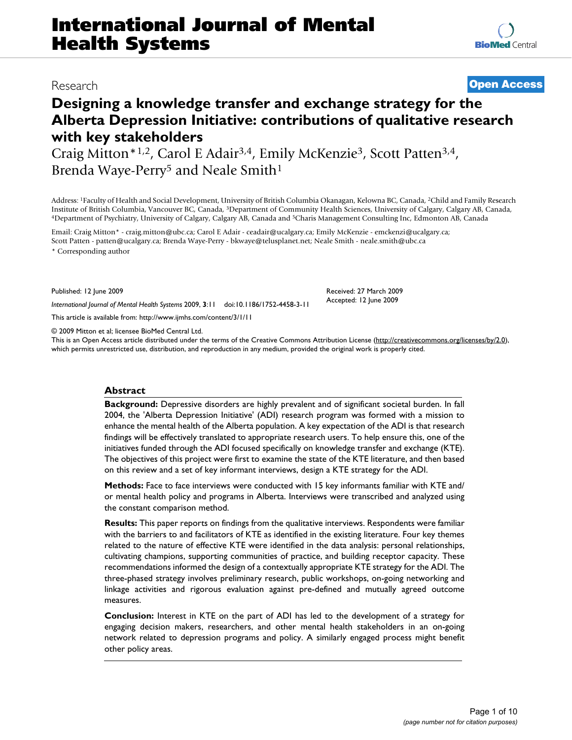International Journal of Mental Health Systems

Research

Open Access

# Designing a knowledge transfer and exchange strategy for the Alberta Depression Initiative: contributions of qualitative research with key stakeholders

Craig Mitton*[1,2], Carol E Adair[3,4], Emily McKenzie[3], Scott Patten[3,4], Brenda Waye-Perry[5] and Neale Smith[1]

Address: [1]Faculty of Health and Social Development, University of British Columbia Okanagan, Kelowna BC, Canada, [2]Child and Family Research Institute of British Columbia, Vancouver BC, Canada, [3]Department of Community Health Sciences, University of Calgary, Calgary AB, Canada, [4]Department of Psychiatry, University of Calgary, Calgary AB, Canada and [5]Charis Management Consulting Inc, Edmonton AB, Canada

Email: Craig Mitton* - craig.mitton@ubc.ca; Carol E Adair - ceadair@ucalgary.ca; Emily McKenzie - emckenzi@ucalgary.ca; Scott Patten - patten@ucalgary.ca; Brenda Waye-Perry - bkwaye@telusplanet.net; Neale Smith - neale.smith@ubc.ca

\* Corresponding author

Published: 12 June 2009

*International Journal of Mental Health Systems* 2009, **3**:11 doi:10.1186/1752-4458-3-11

Received: 27 March 2009
Accepted: 12 June 2009

This article is available from: http://www.ijmhs.com/content/3/1/11

© 2009 Mitton et al; licensee BioMed Central Ltd.

This is an Open Access article distributed under the terms of the Creative Commons Attribution License (http://creativecommons.org/licenses/by/2.0), which permits unrestricted use, distribution, and reproduction in any medium, provided the original work is properly cited.

## Abstract

**Background:** Depressive disorders are highly prevalent and of significant societal burden. In fall 2004, the 'Alberta Depression Initiative' (ADI) research program was formed with a mission to enhance the mental health of the Alberta population. A key expectation of the ADI is that research findings will be effectively translated to appropriate research users. To help ensure this, one of the initiatives funded through the ADI focused specifically on knowledge transfer and exchange (KTE). The objectives of this project were first to examine the state of the KTE literature, and then based on this review and a set of key informant interviews, design a KTE strategy for the ADI.

**Methods:** Face to face interviews were conducted with 15 key informants familiar with KTE and/or mental health policy and programs in Alberta. Interviews were transcribed and analyzed using the constant comparison method.

**Results:** This paper reports on findings from the qualitative interviews. Respondents were familiar with the barriers to and facilitators of KTE as identified in the existing literature. Four key themes related to the nature of effective KTE were identified in the data analysis: personal relationships, cultivating champions, supporting communities of practice, and building receptor capacity. These recommendations informed the design of a contextually appropriate KTE strategy for the ADI. The three-phased strategy involves preliminary research, public workshops, on-going networking and linkage activities and rigorous evaluation against pre-defined and mutually agreed outcome measures.

**Conclusion:** Interest in KTE on the part of ADI has led to the development of a strategy for engaging decision makers, researchers, and other mental health stakeholders in an on-going network related to depression programs and policy. A similarly engaged process might benefit other policy areas.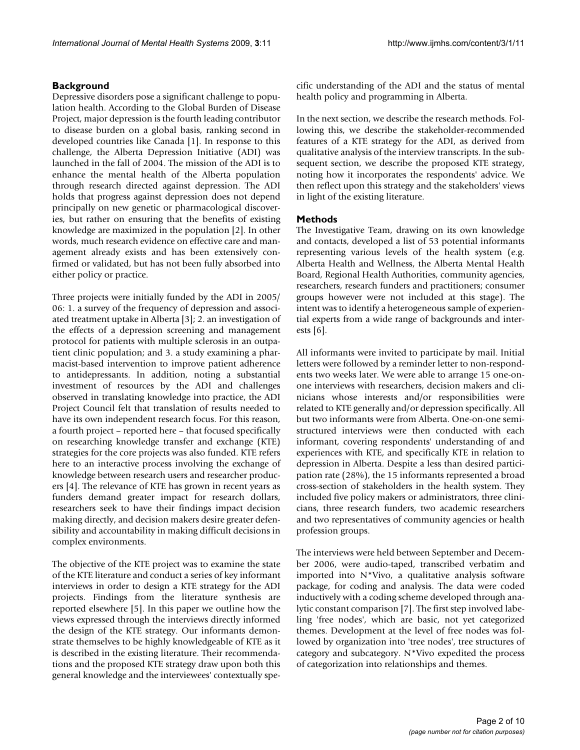## Background

Depressive disorders pose a significant challenge to population health. According to the Global Burden of Disease Project, major depression is the fourth leading contributor to disease burden on a global basis, ranking second in developed countries like Canada [1]. In response to this challenge, the Alberta Depression Initiative (ADI) was launched in the fall of 2004. The mission of the ADI is to enhance the mental health of the Alberta population through research directed against depression. The ADI holds that progress against depression does not depend principally on new genetic or pharmacological discoveries, but rather on ensuring that the benefits of existing knowledge are maximized in the population [2]. In other words, much research evidence on effective care and management already exists and has been extensively confirmed or validated, but has not been fully absorbed into either policy or practice.

Three projects were initially funded by the ADI in 2005/06: 1. a survey of the frequency of depression and associated treatment uptake in Alberta [3]; 2. an investigation of the effects of a depression screening and management protocol for patients with multiple sclerosis in an outpatient clinic population; and 3. a study examining a pharmacist-based intervention to improve patient adherence to antidepressants. In addition, noting a substantial investment of resources by the ADI and challenges observed in translating knowledge into practice, the ADI Project Council felt that translation of results needed to have its own independent research focus. For this reason, a fourth project – reported here – that focused specifically on researching knowledge transfer and exchange (KTE) strategies for the core projects was also funded. KTE refers here to an interactive process involving the exchange of knowledge between research users and researcher producers [4]. The relevance of KTE has grown in recent years as funders demand greater impact for research dollars, researchers seek to have their findings impact decision making directly, and decision makers desire greater defensibility and accountability in making difficult decisions in complex environments.

The objective of the KTE project was to examine the state of the KTE literature and conduct a series of key informant interviews in order to design a KTE strategy for the ADI projects. Findings from the literature synthesis are reported elsewhere [5]. In this paper we outline how the views expressed through the interviews directly informed the design of the KTE strategy. Our informants demonstrate themselves to be highly knowledgeable of KTE as it is described in the existing literature. Their recommendations and the proposed KTE strategy draw upon both this general knowledge and the interviewees' contextually specific understanding of the ADI and the status of mental health policy and programming in Alberta.

In the next section, we describe the research methods. Following this, we describe the stakeholder-recommended features of a KTE strategy for the ADI, as derived from qualitative analysis of the interview transcripts. In the subsequent section, we describe the proposed KTE strategy, noting how it incorporates the respondents' advice. We then reflect upon this strategy and the stakeholders' views in light of the existing literature.

## Methods

The Investigative Team, drawing on its own knowledge and contacts, developed a list of 53 potential informants representing various levels of the health system (e.g. Alberta Health and Wellness, the Alberta Mental Health Board, Regional Health Authorities, community agencies, researchers, research funders and practitioners; consumer groups however were not included at this stage). The intent was to identify a heterogeneous sample of experiential experts from a wide range of backgrounds and interests [6].

All informants were invited to participate by mail. Initial letters were followed by a reminder letter to non-respondents two weeks later. We were able to arrange 15 one-on-one interviews with researchers, decision makers and clinicians whose interests and/or responsibilities were related to KTE generally and/or depression specifically. All but two informants were from Alberta. One-on-one semi-structured interviews were then conducted with each informant, covering respondents' understanding of and experiences with KTE, and specifically KTE in relation to depression in Alberta. Despite a less than desired participation rate (28%), the 15 informants represented a broad cross-section of stakeholders in the health system. They included five policy makers or administrators, three clinicians, three research funders, two academic researchers and two representatives of community agencies or health profession groups.

The interviews were held between September and December 2006, were audio-taped, transcribed verbatim and imported into N*Vivo, a qualitative analysis software package, for coding and analysis. The data were coded inductively with a coding scheme developed through analytic constant comparison [7]. The first step involved labeling 'free nodes', which are basic, not yet categorized themes. Development at the level of free nodes was followed by organization into 'tree nodes', tree structures of category and subcategory. N*Vivo expedited the process of categorization into relationships and themes.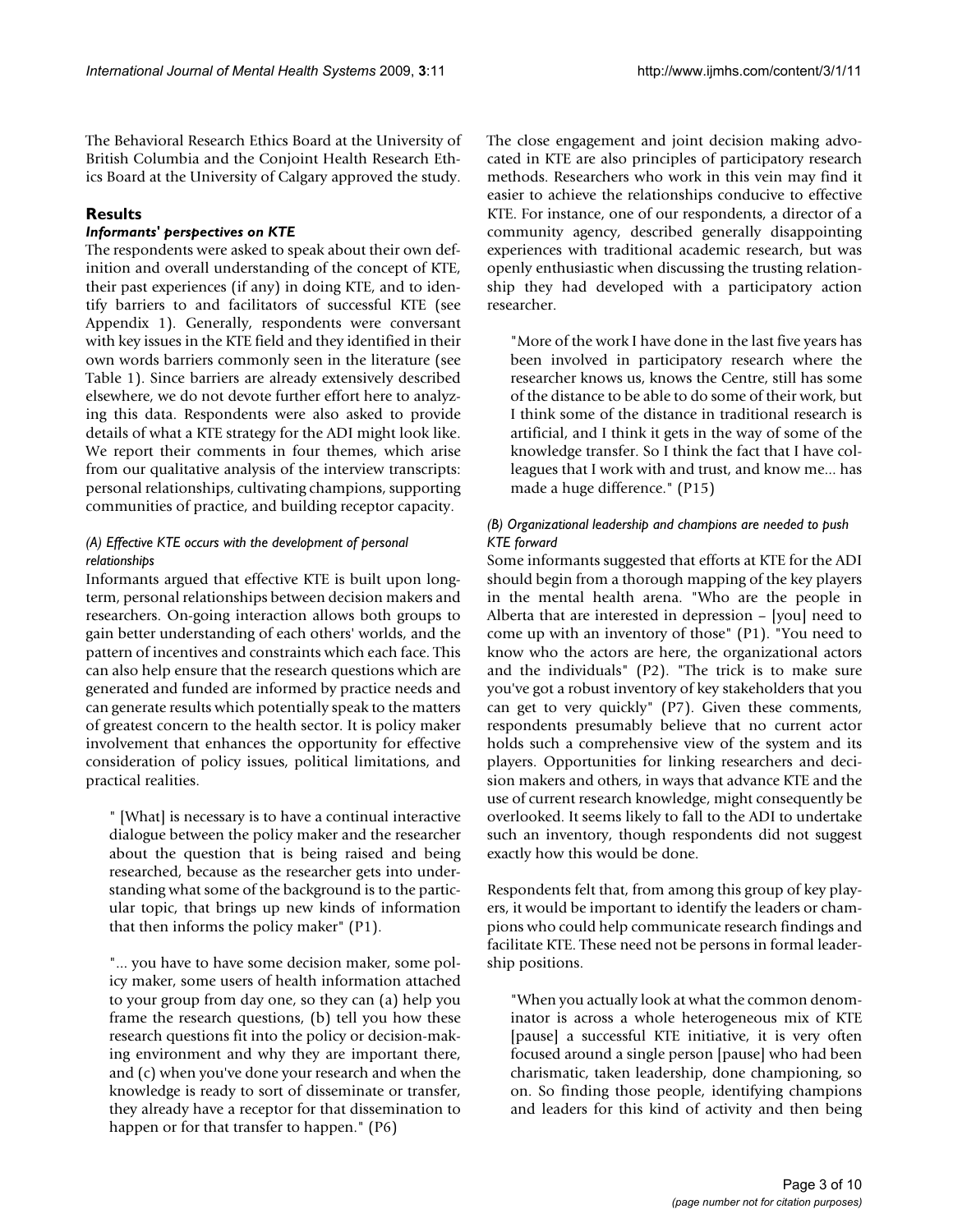The Behavioral Research Ethics Board at the University of British Columbia and the Conjoint Health Research Ethics Board at the University of Calgary approved the study.

## Results

### *Informants' perspectives on KTE*

The respondents were asked to speak about their own definition and overall understanding of the concept of KTE, their past experiences (if any) in doing KTE, and to identify barriers to and facilitators of successful KTE (see Appendix 1). Generally, respondents were conversant with key issues in the KTE field and they identified in their own words barriers commonly seen in the literature (see Table 1). Since barriers are already extensively described elsewhere, we do not devote further effort here to analyzing this data. Respondents were also asked to provide details of what a KTE strategy for the ADI might look like. We report their comments in four themes, which arise from our qualitative analysis of the interview transcripts: personal relationships, cultivating champions, supporting communities of practice, and building receptor capacity.

#### *(A) Effective KTE occurs with the development of personal relationships*

Informants argued that effective KTE is built upon long-term, personal relationships between decision makers and researchers. On-going interaction allows both groups to gain better understanding of each others' worlds, and the pattern of incentives and constraints which each face. This can also help ensure that the research questions which are generated and funded are informed by practice needs and can generate results which potentially speak to the matters of greatest concern to the health sector. It is policy maker involvement that enhances the opportunity for effective consideration of policy issues, political limitations, and practical realities.

> " [What] is necessary is to have a continual interactive dialogue between the policy maker and the researcher about the question that is being raised and being researched, because as the researcher gets into understanding what some of the background is to the particular topic, that brings up new kinds of information that then informs the policy maker" (P1).

> "... you have to have some decision maker, some policy maker, some users of health information attached to your group from day one, so they can (a) help you frame the research questions, (b) tell you how these research questions fit into the policy or decision-making environment and why they are important there, and (c) when you've done your research and when the knowledge is ready to sort of disseminate or transfer, they already have a receptor for that dissemination to happen or for that transfer to happen." (P6)

The close engagement and joint decision making advocated in KTE are also principles of participatory research methods. Researchers who work in this vein may find it easier to achieve the relationships conducive to effective KTE. For instance, one of our respondents, a director of a community agency, described generally disappointing experiences with traditional academic research, but was openly enthusiastic when discussing the trusting relationship they had developed with a participatory action researcher.

> "More of the work I have done in the last five years has been involved in participatory research where the researcher knows us, knows the Centre, still has some of the distance to be able to do some of their work, but I think some of the distance in traditional research is artificial, and I think it gets in the way of some of the knowledge transfer. So I think the fact that I have colleagues that I work with and trust, and know me... has made a huge difference." (P15)

#### *(B) Organizational leadership and champions are needed to push KTE forward*

Some informants suggested that efforts at KTE for the ADI should begin from a thorough mapping of the key players in the mental health arena. "Who are the people in Alberta that are interested in depression – [you] need to come up with an inventory of those" (P1). "You need to know who the actors are here, the organizational actors and the individuals" (P2). "The trick is to make sure you've got a robust inventory of key stakeholders that you can get to very quickly" (P7). Given these comments, respondents presumably believe that no current actor holds such a comprehensive view of the system and its players. Opportunities for linking researchers and decision makers and others, in ways that advance KTE and the use of current research knowledge, might consequently be overlooked. It seems likely to fall to the ADI to undertake such an inventory, though respondents did not suggest exactly how this would be done.

Respondents felt that, from among this group of key players, it would be important to identify the leaders or champions who could help communicate research findings and facilitate KTE. These need not be persons in formal leadership positions.

> "When you actually look at what the common denominator is across a whole heterogeneous mix of KTE [pause] a successful KTE initiative, it is very often focused around a single person [pause] who had been charismatic, taken leadership, done championing, so on. So finding those people, identifying champions and leaders for this kind of activity and then being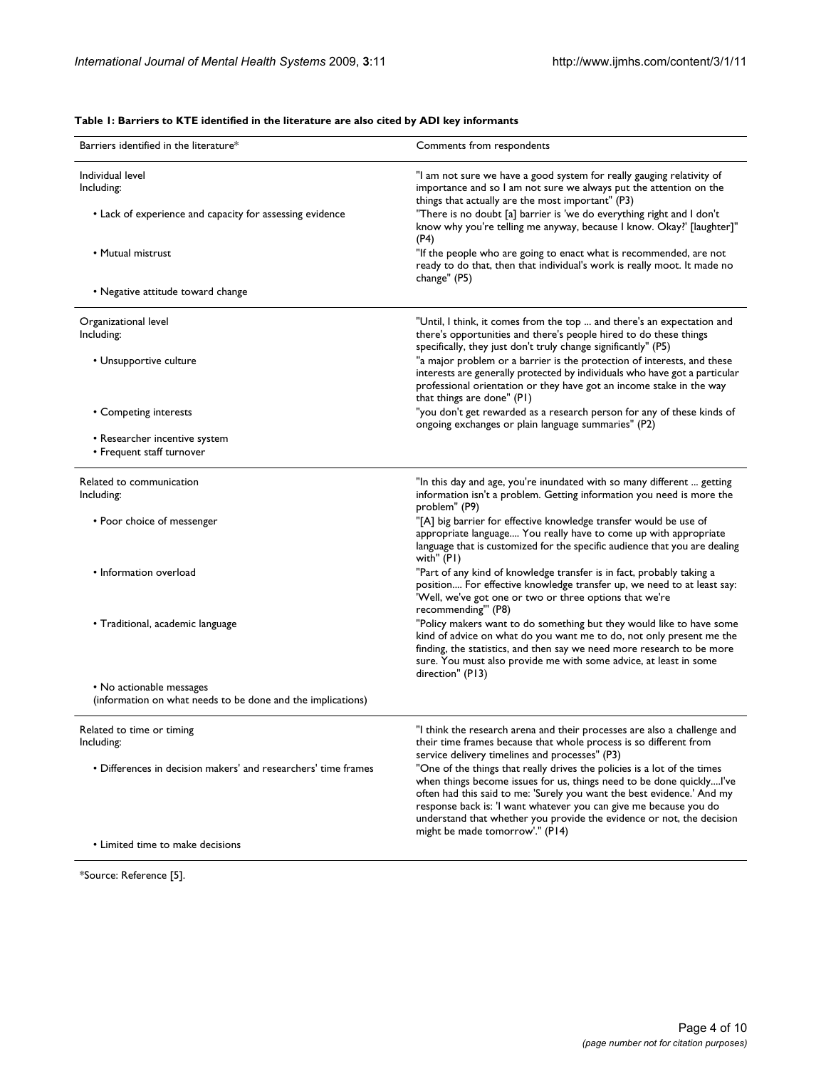**Table 1: Barriers to KTE identified in the literature are also cited by ADI key informants**

| Barriers identified in the literature* | Comments from respondents |
| --- | --- |
| Individual level<br>Including:<br>• Lack of experience and capacity for assessing evidence<br>• Mutual mistrust<br>• Negative attitude toward change | "I am not sure we have a good system for really gauging relativity of importance and so I am not sure we always put the attention on the things that actually are the most important" (P3)<br>"There is no doubt [a] barrier is 'we do everything right and I don't know why you're telling me anyway, because I know. Okay?' [laughter]" (P4)<br>"If the people who are going to enact what is recommended, are not ready to do that, then that individual's work is really moot. It made no change" (P5) |
| Organizational level<br>Including:<br>• Unsupportive culture<br>• Competing interests<br>• Researcher incentive system<br>• Frequent staff turnover | "Until, I think, it comes from the top ... and there's an expectation and there's opportunities and there's people hired to do these things specifically, they just don't truly change significantly" (P5)<br>"a major problem or a barrier is the protection of interests, and these interests are generally protected by individuals who have got a particular professional orientation or they have got an income stake in the way that things are done" (P1)<br>"you don't get rewarded as a research person for any of these kinds of ongoing exchanges or plain language summaries" (P2) |
| Related to communication<br>Including:<br>• Poor choice of messenger<br>• Information overload<br>• Traditional, academic language<br>• No actionable messages<br>(information on what needs to be done and the implications) | "In this day and age, you're inundated with so many different ... getting information isn't a problem. Getting information you need is more the problem" (P9)<br>"[A] big barrier for effective knowledge transfer would be use of appropriate language.... You really have to come up with appropriate language that is customized for the specific audience that you are dealing with" (P1)<br>"Part of any kind of knowledge transfer is in fact, probably taking a position.... For effective knowledge transfer up, we need to at least say: 'Well, we've got one or two or three options that we're recommending'" (P8)<br>"Policy makers want to do something but they would like to have some kind of advice on what do you want me to do, not only present me the finding, the statistics, and then say we need more research to be more sure. You must also provide me with some advice, at least in some direction" (P13) |
| Related to time or timing<br>Including:<br>• Differences in decision makers' and researchers' time frames<br>• Limited time to make decisions | "I think the research arena and their processes are also a challenge and their time frames because that whole process is so different from service delivery timelines and processes" (P3)<br>"One of the things that really drives the policies is a lot of the times when things become issues for us, things need to be done quickly....I've often had this said to me: 'Surely you want the best evidence.' And my response back is: 'I want whatever you can give me because you do understand that whether you provide the evidence or not, the decision might be made tomorrow'." (P14) |

*Source: Reference [5].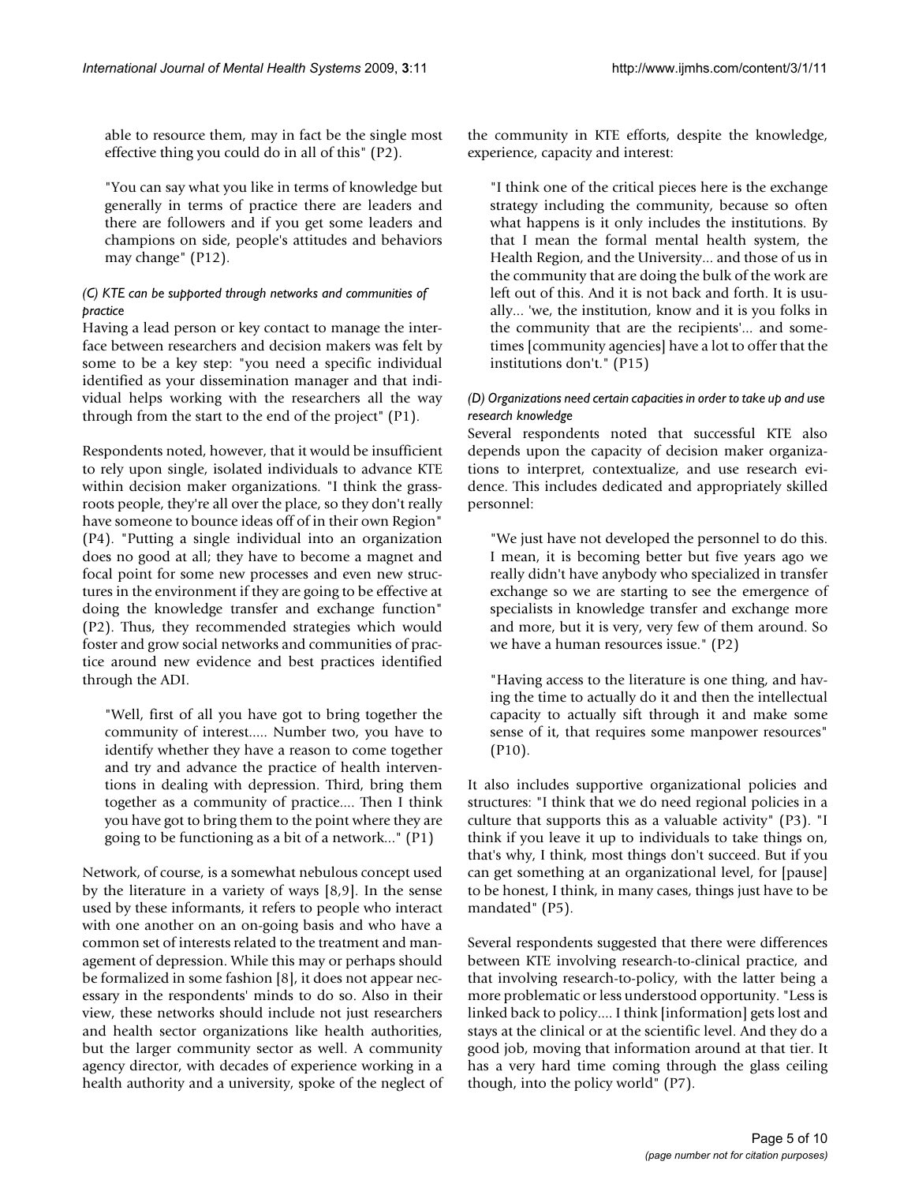able to resource them, may in fact be the single most effective thing you could do in all of this" (P2).

> "You can say what you like in terms of knowledge but generally in terms of practice there are leaders and there are followers and if you get some leaders and champions on side, people's attitudes and behaviors may change" (P12).

#### *(C) KTE can be supported through networks and communities of practice*

Having a lead person or key contact to manage the interface between researchers and decision makers was felt by some to be a key step: "you need a specific individual identified as your dissemination manager and that individual helps working with the researchers all the way through from the start to the end of the project" (P1).

Respondents noted, however, that it would be insufficient to rely upon single, isolated individuals to advance KTE within decision maker organizations. "I think the grassroots people, they're all over the place, so they don't really have someone to bounce ideas off of in their own Region" (P4). "Putting a single individual into an organization does no good at all; they have to become a magnet and focal point for some new processes and even new structures in the environment if they are going to be effective at doing the knowledge transfer and exchange function" (P2). Thus, they recommended strategies which would foster and grow social networks and communities of practice around new evidence and best practices identified through the ADI.

> "Well, first of all you have got to bring together the community of interest..... Number two, you have to identify whether they have a reason to come together and try and advance the practice of health interventions in dealing with depression. Third, bring them together as a community of practice.... Then I think you have got to bring them to the point where they are going to be functioning as a bit of a network..." (P1)

Network, of course, is a somewhat nebulous concept used by the literature in a variety of ways [8,9]. In the sense used by these informants, it refers to people who interact with one another on an on-going basis and who have a common set of interests related to the treatment and management of depression. While this may or perhaps should be formalized in some fashion [8], it does not appear necessary in the respondents' minds to do so. Also in their view, these networks should include not just researchers and health sector organizations like health authorities, but the larger community sector as well. A community agency director, with decades of experience working in a health authority and a university, spoke of the neglect of the community in KTE efforts, despite the knowledge, experience, capacity and interest:

> "I think one of the critical pieces here is the exchange strategy including the community, because so often what happens is it only includes the institutions. By that I mean the formal mental health system, the Health Region, and the University... and those of us in the community that are doing the bulk of the work are left out of this. And it is not back and forth. It is usually... 'we, the institution, know and it is you folks in the community that are the recipients'... and sometimes [community agencies] have a lot to offer that the institutions don't." (P15)

#### *(D) Organizations need certain capacities in order to take up and use research knowledge*

Several respondents noted that successful KTE also depends upon the capacity of decision maker organizations to interpret, contextualize, and use research evidence. This includes dedicated and appropriately skilled personnel:

> "We just have not developed the personnel to do this. I mean, it is becoming better but five years ago we really didn't have anybody who specialized in transfer exchange so we are starting to see the emergence of specialists in knowledge transfer and exchange more and more, but it is very, very few of them around. So we have a human resources issue." (P2)

> "Having access to the literature is one thing, and having the time to actually do it and then the intellectual capacity to actually sift through it and make some sense of it, that requires some manpower resources" (P10).

It also includes supportive organizational policies and structures: "I think that we do need regional policies in a culture that supports this as a valuable activity" (P3). "I think if you leave it up to individuals to take things on, that's why, I think, most things don't succeed. But if you can get something at an organizational level, for [pause] to be honest, I think, in many cases, things just have to be mandated" (P5).

Several respondents suggested that there were differences between KTE involving research-to-clinical practice, and that involving research-to-policy, with the latter being a more problematic or less understood opportunity. "Less is linked back to policy.... I think [information] gets lost and stays at the clinical or at the scientific level. And they do a good job, moving that information around at that tier. It has a very hard time coming through the glass ceiling though, into the policy world" (P7).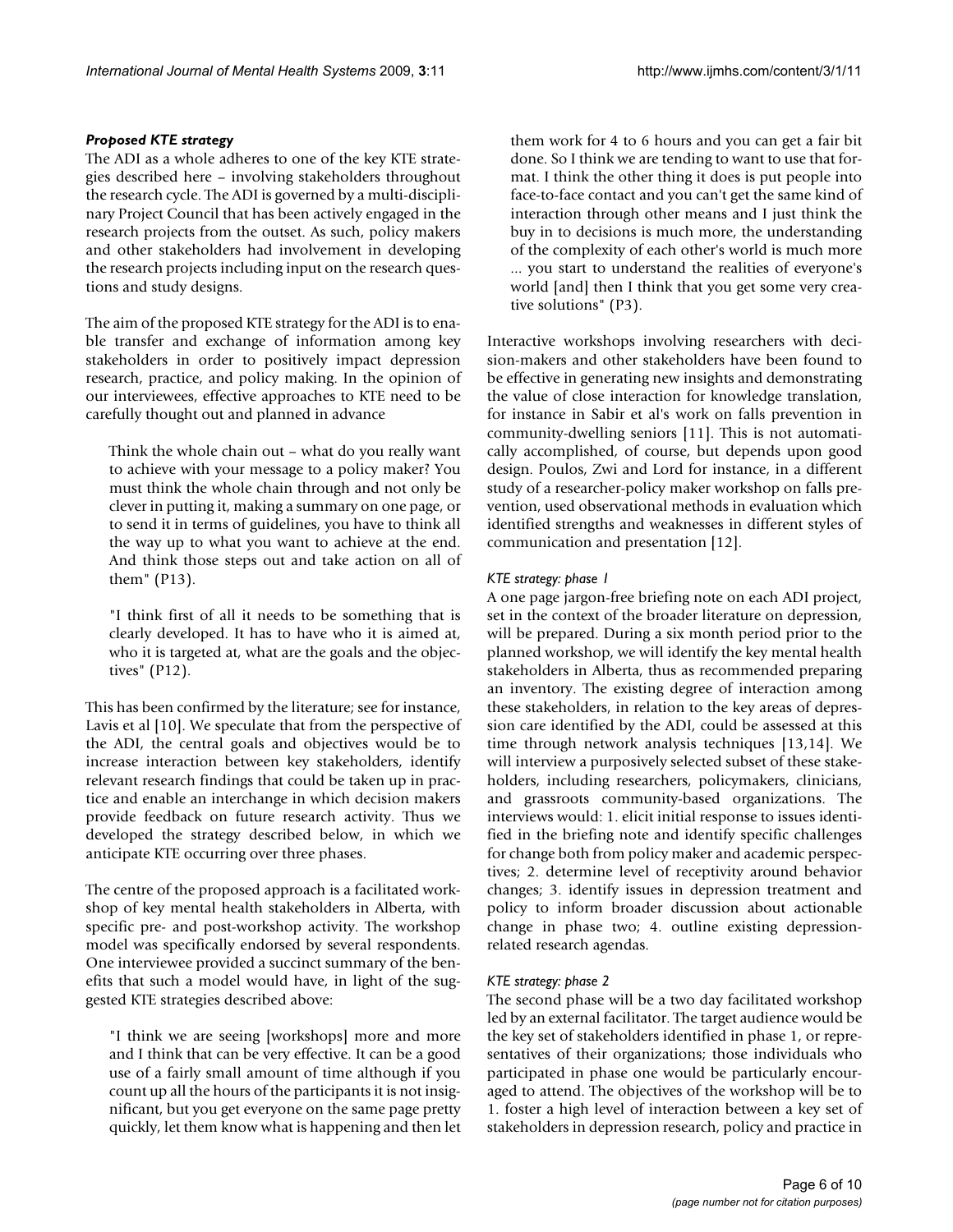### *Proposed KTE strategy*

The ADI as a whole adheres to one of the key KTE strategies described here – involving stakeholders throughout the research cycle. The ADI is governed by a multi-disciplinary Project Council that has been actively engaged in the research projects from the outset. As such, policy makers and other stakeholders had involvement in developing the research projects including input on the research questions and study designs.

The aim of the proposed KTE strategy for the ADI is to enable transfer and exchange of information among key stakeholders in order to positively impact depression research, practice, and policy making. In the opinion of our interviewees, effective approaches to KTE need to be carefully thought out and planned in advance

> Think the whole chain out – what do you really want to achieve with your message to a policy maker? You must think the whole chain through and not only be clever in putting it, making a summary on one page, or to send it in terms of guidelines, you have to think all the way up to what you want to achieve at the end. And think those steps out and take action on all of them" (P13).

> "I think first of all it needs to be something that is clearly developed. It has to have who it is aimed at, who it is targeted at, what are the goals and the objectives" (P12).

This has been confirmed by the literature; see for instance, Lavis et al [10]. We speculate that from the perspective of the ADI, the central goals and objectives would be to increase interaction between key stakeholders, identify relevant research findings that could be taken up in practice and enable an interchange in which decision makers provide feedback on future research activity. Thus we developed the strategy described below, in which we anticipate KTE occurring over three phases.

The centre of the proposed approach is a facilitated workshop of key mental health stakeholders in Alberta, with specific pre- and post-workshop activity. The workshop model was specifically endorsed by several respondents. One interviewee provided a succinct summary of the benefits that such a model would have, in light of the suggested KTE strategies described above:

> "I think we are seeing [workshops] more and more and I think that can be very effective. It can be a good use of a fairly small amount of time although if you count up all the hours of the participants it is not insignificant, but you get everyone on the same page pretty quickly, let them know what is happening and then let them work for 4 to 6 hours and you can get a fair bit done. So I think we are tending to want to use that format. I think the other thing it does is put people into face-to-face contact and you can't get the same kind of interaction through other means and I just think the buy in to decisions is much more, the understanding of the complexity of each other's world is much more ... you start to understand the realities of everyone's world [and] then I think that you get some very creative solutions" (P3).

Interactive workshops involving researchers with decision-makers and other stakeholders have been found to be effective in generating new insights and demonstrating the value of close interaction for knowledge translation, for instance in Sabir et al's work on falls prevention in community-dwelling seniors [11]. This is not automatically accomplished, of course, but depends upon good design. Poulos, Zwi and Lord for instance, in a different study of a researcher-policy maker workshop on falls prevention, used observational methods in evaluation which identified strengths and weaknesses in different styles of communication and presentation [12].

#### *KTE strategy: phase 1*

A one page jargon-free briefing note on each ADI project, set in the context of the broader literature on depression, will be prepared. During a six month period prior to the planned workshop, we will identify the key mental health stakeholders in Alberta, thus as recommended preparing an inventory. The existing degree of interaction among these stakeholders, in relation to the key areas of depression care identified by the ADI, could be assessed at this time through network analysis techniques [13,14]. We will interview a purposively selected subset of these stakeholders, including researchers, policymakers, clinicians, and grassroots community-based organizations. The interviews would: 1. elicit initial response to issues identified in the briefing note and identify specific challenges for change both from policy maker and academic perspectives; 2. determine level of receptivity around behavior changes; 3. identify issues in depression treatment and policy to inform broader discussion about actionable change in phase two; 4. outline existing depression-related research agendas.

#### *KTE strategy: phase 2*

The second phase will be a two day facilitated workshop led by an external facilitator. The target audience would be the key set of stakeholders identified in phase 1, or representatives of their organizations; those individuals who participated in phase one would be particularly encouraged to attend. The objectives of the workshop will be to 1. foster a high level of interaction between a key set of stakeholders in depression research, policy and practice in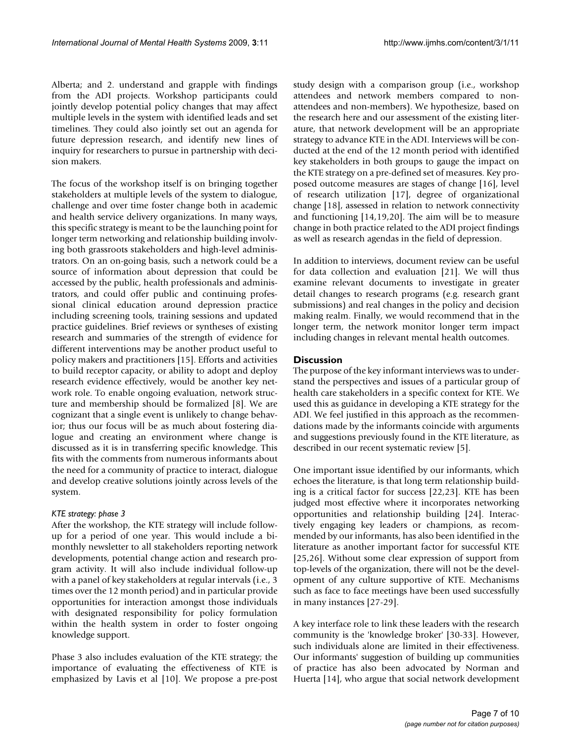Alberta; and 2. understand and grapple with findings from the ADI projects. Workshop participants could jointly develop potential policy changes that may affect multiple levels in the system with identified leads and set timelines. They could also jointly set out an agenda for future depression research, and identify new lines of inquiry for researchers to pursue in partnership with decision makers.

The focus of the workshop itself is on bringing together stakeholders at multiple levels of the system to dialogue, challenge and over time foster change both in academic and health service delivery organizations. In many ways, this specific strategy is meant to be the launching point for longer term networking and relationship building involving both grassroots stakeholders and high-level administrators. On an on-going basis, such a network could be a source of information about depression that could be accessed by the public, health professionals and administrators, and could offer public and continuing professional clinical education around depression practice including screening tools, training sessions and updated practice guidelines. Brief reviews or syntheses of existing research and summaries of the strength of evidence for different interventions may be another product useful to policy makers and practitioners [15]. Efforts and activities to build receptor capacity, or ability to adopt and deploy research evidence effectively, would be another key network role. To enable ongoing evaluation, network structure and membership should be formalized [8]. We are cognizant that a single event is unlikely to change behavior; thus our focus will be as much about fostering dialogue and creating an environment where change is discussed as it is in transferring specific knowledge. This fits with the comments from numerous informants about the need for a community of practice to interact, dialogue and develop creative solutions jointly across levels of the system.

#### *KTE strategy: phase 3*

After the workshop, the KTE strategy will include follow-up for a period of one year. This would include a bi-monthly newsletter to all stakeholders reporting network developments, potential change action and research program activity. It will also include individual follow-up with a panel of key stakeholders at regular intervals (i.e., 3 times over the 12 month period) and in particular provide opportunities for interaction amongst those individuals with designated responsibility for policy formulation within the health system in order to foster ongoing knowledge support.

Phase 3 also includes evaluation of the KTE strategy; the importance of evaluating the effectiveness of KTE is emphasized by Lavis et al [10]. We propose a pre-post study design with a comparison group (i.e., workshop attendees and network members compared to non-attendees and non-members). We hypothesize, based on the research here and our assessment of the existing literature, that network development will be an appropriate strategy to advance KTE in the ADI. Interviews will be conducted at the end of the 12 month period with identified key stakeholders in both groups to gauge the impact on the KTE strategy on a pre-defined set of measures. Key proposed outcome measures are stages of change [16], level of research utilization [17], degree of organizational change [18], assessed in relation to network connectivity and functioning [14,19,20]. The aim will be to measure change in both practice related to the ADI project findings as well as research agendas in the field of depression.

In addition to interviews, document review can be useful for data collection and evaluation [21]. We will thus examine relevant documents to investigate in greater detail changes to research programs (e.g. research grant submissions) and real changes in the policy and decision making realm. Finally, we would recommend that in the longer term, the network monitor longer term impact including changes in relevant mental health outcomes.

## Discussion

The purpose of the key informant interviews was to understand the perspectives and issues of a particular group of health care stakeholders in a specific context for KTE. We used this as guidance in developing a KTE strategy for the ADI. We feel justified in this approach as the recommendations made by the informants coincide with arguments and suggestions previously found in the KTE literature, as described in our recent systematic review [5].

One important issue identified by our informants, which echoes the literature, is that long term relationship building is a critical factor for success [22,23]. KTE has been judged most effective where it incorporates networking opportunities and relationship building [24]. Interactively engaging key leaders or champions, as recommended by our informants, has also been identified in the literature as another important factor for successful KTE [25,26]. Without some clear expression of support from top-levels of the organization, there will not be the development of any culture supportive of KTE. Mechanisms such as face to face meetings have been used successfully in many instances [27-29].

A key interface role to link these leaders with the research community is the 'knowledge broker' [30-33]. However, such individuals alone are limited in their effectiveness. Our informants' suggestion of building up communities of practice has also been advocated by Norman and Huerta [14], who argue that social network development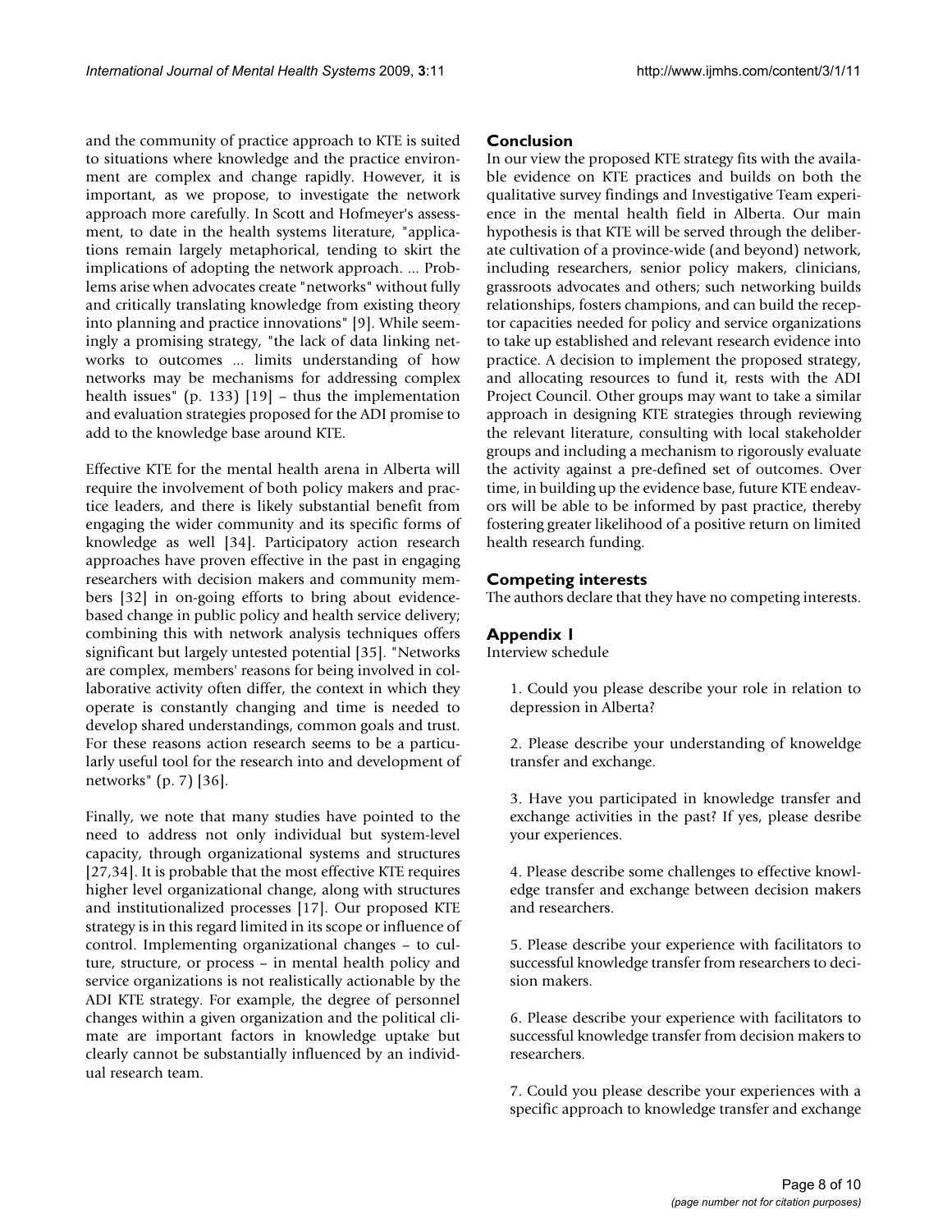and the community of practice approach to KTE is suited to situations where knowledge and the practice environment are complex and change rapidly. However, it is important, as we propose, to investigate the network approach more carefully. In Scott and Hofmeyer's assessment, to date in the health systems literature, "applications remain largely metaphorical, tending to skirt the implications of adopting the network approach. ... Problems arise when advocates create "networks" without fully and critically translating knowledge from existing theory into planning and practice innovations" [9]. While seemingly a promising strategy, "the lack of data linking networks to outcomes ... limits understanding of how networks may be mechanisms for addressing complex health issues" (p. 133) [19] – thus the implementation and evaluation strategies proposed for the ADI promise to add to the knowledge base around KTE.

Effective KTE for the mental health arena in Alberta will require the involvement of both policy makers and practice leaders, and there is likely substantial benefit from engaging the wider community and its specific forms of knowledge as well [34]. Participatory action research approaches have proven effective in the past in engaging researchers with decision makers and community members [32] in on-going efforts to bring about evidence-based change in public policy and health service delivery; combining this with network analysis techniques offers significant but largely untested potential [35]. "Networks are complex, members' reasons for being involved in collaborative activity often differ, the context in which they operate is constantly changing and time is needed to develop shared understandings, common goals and trust. For these reasons action research seems to be a particularly useful tool for the research into and development of networks" (p. 7) [36].

Finally, we note that many studies have pointed to the need to address not only individual but system-level capacity, through organizational systems and structures [27,34]. It is probable that the most effective KTE requires higher level organizational change, along with structures and institutionalized processes [17]. Our proposed KTE strategy is in this regard limited in its scope or influence of control. Implementing organizational changes – to culture, structure, or process – in mental health policy and service organizations is not realistically actionable by the ADI KTE strategy. For example, the degree of personnel changes within a given organization and the political climate are important factors in knowledge uptake but clearly cannot be substantially influenced by an individual research team.

## Conclusion

In our view the proposed KTE strategy fits with the available evidence on KTE practices and builds on both the qualitative survey findings and Investigative Team experience in the mental health field in Alberta. Our main hypothesis is that KTE will be served through the deliberate cultivation of a province-wide (and beyond) network, including researchers, senior policy makers, clinicians, grassroots advocates and others; such networking builds relationships, fosters champions, and can build the receptor capacities needed for policy and service organizations to take up established and relevant research evidence into practice. A decision to implement the proposed strategy, and allocating resources to fund it, rests with the ADI Project Council. Other groups may want to take a similar approach in designing KTE strategies through reviewing the relevant literature, consulting with local stakeholder groups and including a mechanism to rigorously evaluate the activity against a pre-defined set of outcomes. Over time, in building up the evidence base, future KTE endeavors will be able to be informed by past practice, thereby fostering greater likelihood of a positive return on limited health research funding.

## Competing interests

The authors declare that they have no competing interests.

## Appendix 1

Interview schedule

1. Could you please describe your role in relation to depression in Alberta?

2. Please describe your understanding of knoweldge transfer and exchange.

3. Have you participated in knowledge transfer and exchange activities in the past? If yes, please desribe your experiences.

4. Please describe some challenges to effective knowledge transfer and exchange between decision makers and researchers.

5. Please describe your experience with facilitators to successful knowledge transfer from researchers to decision makers.

6. Please describe your experience with facilitators to successful knowledge transfer from decision makers to researchers.

7. Could you please describe your experiences with a specific approach to knowledge transfer and exchange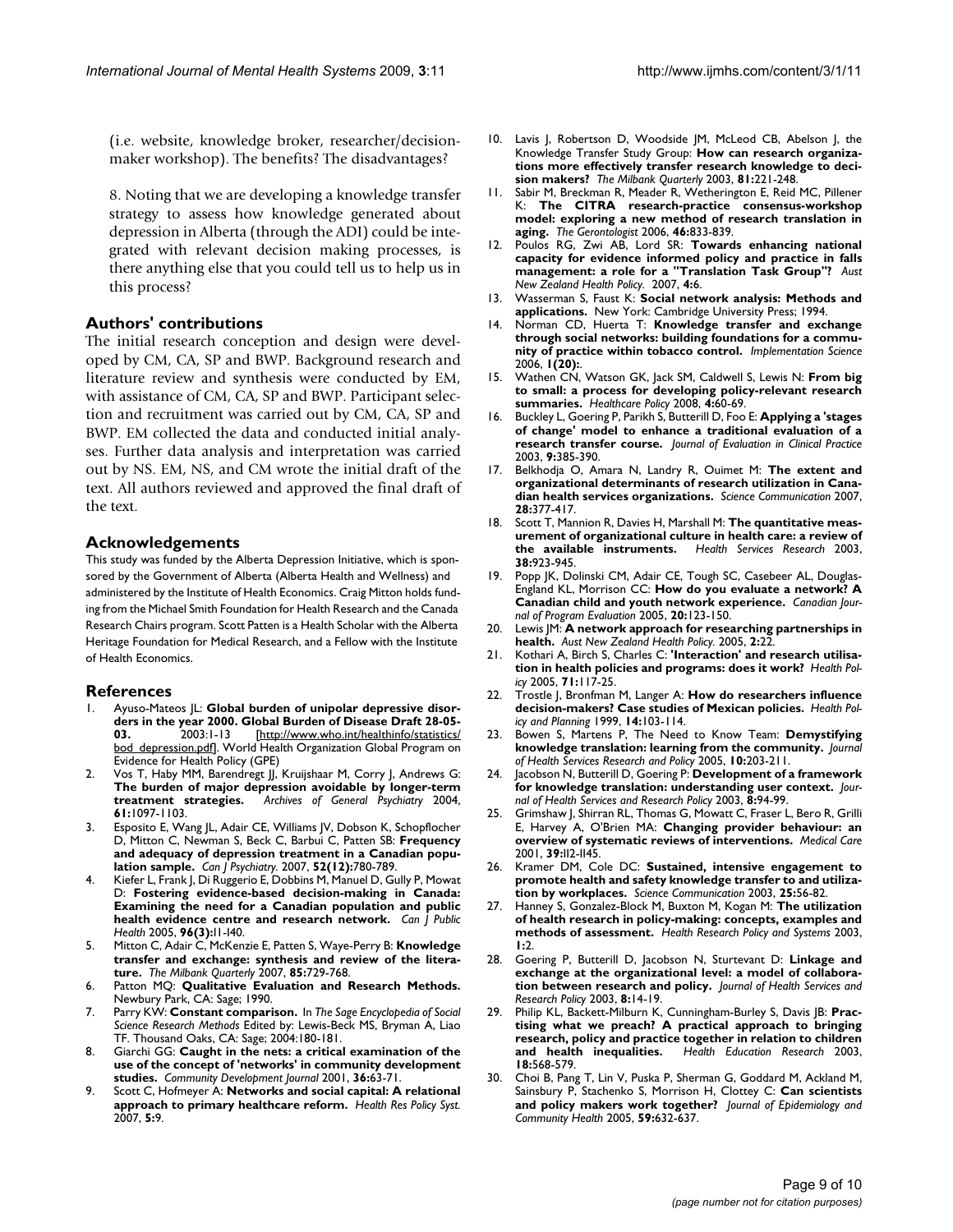(i.e. website, knowledge broker, researcher/decision-maker workshop). The benefits? The disadvantages?

8. Noting that we are developing a knowledge transfer strategy to assess how knowledge generated about depression in Alberta (through the ADI) could be integrated with relevant decision making processes, is there anything else that you could tell us to help us in this process?

## Authors' contributions

The initial research conception and design were developed by CM, CA, SP and BWP. Background research and literature review and synthesis were conducted by EM, with assistance of CM, CA, SP and BWP. Participant selection and recruitment was carried out by CM, CA, SP and BWP. EM collected the data and conducted initial analyses. Further data analysis and interpretation was carried out by NS. EM, NS, and CM wrote the initial draft of the text. All authors reviewed and approved the final draft of the text.

## Acknowledgements

This study was funded by the Alberta Depression Initiative, which is sponsored by the Government of Alberta (Alberta Health and Wellness) and administered by the Institute of Health Economics. Craig Mitton holds funding from the Michael Smith Foundation for Health Research and the Canada Research Chairs program. Scott Patten is a Health Scholar with the Alberta Heritage Foundation for Medical Research, and a Fellow with the Institute of Health Economics.

## References

1. Ayuso-Mateos JL: **Global burden of unipolar depressive disorders in the year 2000. Global Burden of Disease Draft 28-05-03.** 2003:1-13 [http://www.who.int/healthinfo/statistics/bod_depression.pdf]. World Health Organization Global Program on Evidence for Health Policy (GPE)
2. Vos T, Haby MM, Barendregt JJ, Kruijshaar M, Corry J, Andrews G: **The burden of major depression avoidable by longer-term treatment strategies.** *Archives of General Psychiatry* 2004, **61:**1097-1103.
3. Esposito E, Wang JL, Adair CE, Williams JV, Dobson K, Schopflocher D, Mitton C, Newman S, Beck C, Barbui C, Patten SB: **Frequency and adequacy of depression treatment in a Canadian population sample.** *Can J Psychiatry.* 2007, **52(12):**780-789.
4. Kiefer L, Frank J, Di Ruggerio E, Dobbins M, Manuel D, Gully P, Mowat D: **Fostering evidence-based decision-making in Canada: Examining the need for a Canadian population and public health evidence centre and research network.** *Can J Public Health* 2005, **96(3):**I1-I40.
5. Mitton C, Adair C, McKenzie E, Patten S, Waye-Perry B: **Knowledge transfer and exchange: synthesis and review of the literature.** *The Milbank Quarterly* 2007, **85:**729-768.
6. Patton MQ: **Qualitative Evaluation and Research Methods.** Newbury Park, CA: Sage; 1990.
7. Parry KW: **Constant comparison.** In *The Sage Encyclopedia of Social Science Research Methods* Edited by: Lewis-Beck MS, Bryman A, Liao TF. Thousand Oaks, CA: Sage; 2004:180-181.
8. Giarchi GG: **Caught in the nets: a critical examination of the use of the concept of 'networks' in community development studies.** *Community Development Journal* 2001, **36:**63-71.
9. Scott C, Hofmeyer A: **Networks and social capital: A relational approach to primary healthcare reform.** *Health Res Policy Syst.* 2007, **5:**9.
10. Lavis J, Robertson D, Woodside JM, McLeod CB, Abelson J, the Knowledge Transfer Study Group: **How can research organizations more effectively transfer research knowledge to decision makers?** *The Milbank Quarterly* 2003, **81:**221-248.
11. Sabir M, Breckman R, Meader R, Wetherington E, Reid MC, Pillener K: **The CITRA research-practice consensus-workshop model: exploring a new method of research translation in aging.** *The Gerontologist* 2006, **46:**833-839.
12. Poulos RG, Zwi AB, Lord SR: **Towards enhancing national capacity for evidence informed policy and practice in falls management: a role for a "Translation Task Group"?** *Aust New Zealand Health Policy.* 2007, **4:**6.
13. Wasserman S, Faust K: **Social network analysis: Methods and applications.** New York: Cambridge University Press; 1994.
14. Norman CD, Huerta T: **Knowledge transfer and exchange through social networks: building foundations for a community of practice within tobacco control.** *Implementation Science* 2006, **1(20):**.
15. Wathen CN, Watson GK, Jack SM, Caldwell S, Lewis N: **From big to small: a process for developing policy-relevant research summaries.** *Healthcare Policy* 2008, **4:**60-69.
16. Buckley L, Goering P, Parikh S, Butterill D, Foo E: **Applying a 'stages of change' model to enhance a traditional evaluation of a research transfer course.** *Journal of Evaluation in Clinical Practice* 2003, **9:**385-390.
17. Belkhodja O, Amara N, Landry R, Ouimet M: **The extent and organizational determinants of research utilization in Canadian health services organizations.** *Science Communication* 2007, **28:**377-417.
18. Scott T, Mannion R, Davies H, Marshall M: **The quantitative measurement of organizational culture in health care: a review of the available instruments.** *Health Services Research* 2003, **38:**923-945.
19. Popp JK, Dolinski CM, Adair CE, Tough SC, Casebeer AL, Douglas-England KL, Morrison CC: **How do you evaluate a network? A Canadian child and youth network experience.** *Canadian Journal of Program Evaluation* 2005, **20:**123-150.
20. Lewis JM: **A network approach for researching partnerships in health.** *Aust New Zealand Health Policy.* 2005, **2:**22.
21. Kothari A, Birch S, Charles C: **'Interaction' and research utilisation in health policies and programs: does it work?** *Health Policy* 2005, **71:**117-25.
22. Trostle J, Bronfman M, Langer A: **How do researchers influence decision-makers? Case studies of Mexican policies.** *Health Policy and Planning* 1999, **14:**103-114.
23. Bowen S, Martens P, The Need to Know Team: **Demystifying knowledge translation: learning from the community.** *Journal of Health Services Research and Policy* 2005, **10:**203-211.
24. Jacobson N, Butterill D, Goering P: **Development of a framework for knowledge translation: understanding user context.** *Journal of Health Services and Research Policy* 2003, **8:**94-99.
25. Grimshaw J, Shirran RL, Thomas G, Mowatt C, Fraser L, Bero R, Grilli E, Harvey A, O'Brien MA: **Changing provider behaviour: an overview of systematic reviews of interventions.** *Medical Care* 2001, **39:**II2-II45.
26. Kramer DM, Cole DC: **Sustained, intensive engagement to promote health and safety knowledge transfer to and utilization by workplaces.** *Science Communication* 2003, **25:**56-82.
27. Hanney S, Gonzalez-Block M, Buxton M, Kogan M: **The utilization of health research in policy-making: concepts, examples and methods of assessment.** *Health Research Policy and Systems* 2003, **1:**2.
28. Goering P, Butterill D, Jacobson N, Sturtevant D: **Linkage and exchange at the organizational level: a model of collaboration between research and policy.** *Journal of Health Services and Research Policy* 2003, **8:**14-19.
29. Philip KL, Backett-Milburn K, Cunningham-Burley S, Davis JB: **Practising what we preach? A practical approach to bringing research, policy and practice together in relation to children and health inequalities.** *Health Education Research* 2003, **18:**568-579.
30. Choi B, Pang T, Lin V, Puska P, Sherman G, Goddard M, Ackland M, Sainsbury P, Stachenko S, Morrison H, Clottey C: **Can scientists and policy makers work together?** *Journal of Epidemiology and Community Health* 2005, **59:**632-637.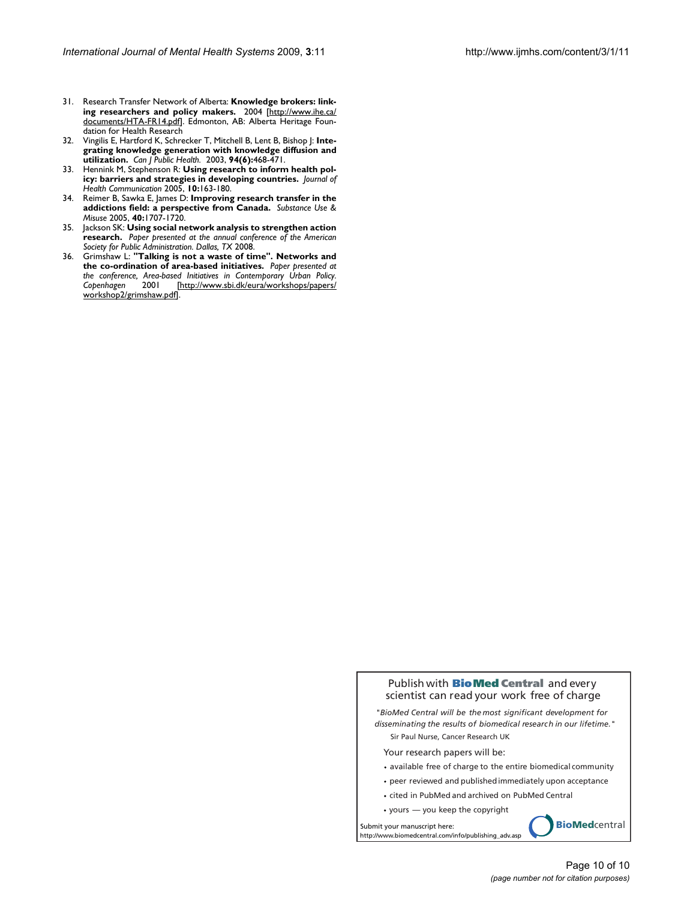31. Research Transfer Network of Alberta: **Knowledge brokers: linking researchers and policy makers.** 2004 [http://www.ihe.ca/documents/HTA-FR14.pdf]. Edmonton, AB: Alberta Heritage Foundation for Health Research
32. Vingilis E, Hartford K, Schrecker T, Mitchell B, Lent B, Bishop J: **Integrating knowledge generation with knowledge diffusion and utilization.** *Can J Public Health.* 2003, **94(6):**468-471.
33. Hennink M, Stephenson R: **Using research to inform health policy: barriers and strategies in developing countries.** *Journal of Health Communication* 2005, **10:**163-180.
34. Reimer B, Sawka E, James D: **Improving research transfer in the addictions field: a perspective from Canada.** *Substance Use & Misuse* 2005, **40:**1707-1720.
35. Jackson SK: **Using social network analysis to strengthen action research.** *Paper presented at the annual conference of the American Society for Public Administration. Dallas, TX* 2008.
36. Grimshaw L: **"Talking is not a waste of time". Networks and the co-ordination of area-based initiatives.** *Paper presented at the conference, Area-based Initiatives in Contemporary Urban Policy. Copenhagen* 2001 [http://www.sbi.dk/eura/workshops/papers/workshop2/grimshaw.pdf].

Publish with **BioMed Central** and every scientist can read your work free of charge

*"BioMed Central will be the most significant development for disseminating the results of biomedical research in our lifetime."*

Sir Paul Nurse, Cancer Research UK

Your research papers will be:

- available free of charge to the entire biomedical community
- peer reviewed and published immediately upon acceptance
- cited in PubMed and archived on PubMed Central
- yours — you keep the copyright

Submit your manuscript here:
http://www.biomedcentral.com/info/publishing_adv.asp

**BioMed**central